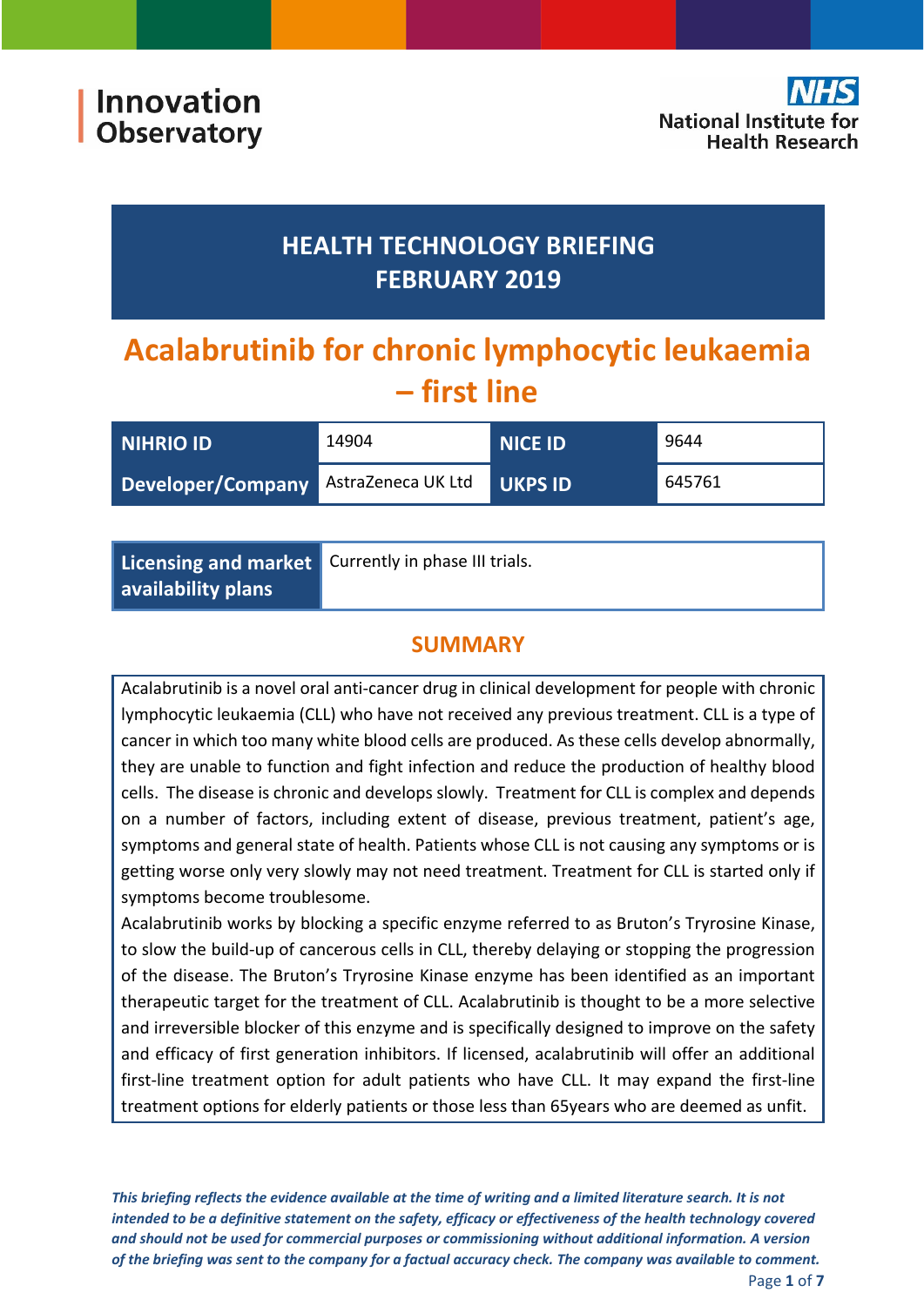Innovation Observatory

National Institute for Health Research

# HEALTH TECHNOLOGY BRIEFING
# FEBRUARY 2019

# Acalabrutinib for chronic lymphocytic leukaemia – first line

| NIHRIO ID | 14904 | NICE ID | 9644 |
|---|---|---|---|
| Developer/Company | AstraZeneca UK Ltd | UKPS ID | 645761 |

| Licensing and market availability plans | Currently in phase III trials. |
|---|---|

## SUMMARY

Acalabrutinib is a novel oral anti-cancer drug in clinical development for people with chronic lymphocytic leukaemia (CLL) who have not received any previous treatment. CLL is a type of cancer in which too many white blood cells are produced. As these cells develop abnormally, they are unable to function and fight infection and reduce the production of healthy blood cells. The disease is chronic and develops slowly. Treatment for CLL is complex and depends on a number of factors, including extent of disease, previous treatment, patient's age, symptoms and general state of health. Patients whose CLL is not causing any symptoms or is getting worse only very slowly may not need treatment. Treatment for CLL is started only if symptoms become troublesome.

Acalabrutinib works by blocking a specific enzyme referred to as Bruton's Tyrosine Kinase, to slow the build-up of cancerous cells in CLL, thereby delaying or stopping the progression of the disease. The Bruton's Tyrosine Kinase enzyme has been identified as an important therapeutic target for the treatment of CLL. Acalabrutinib is thought to be a more selective and irreversible blocker of this enzyme and is specifically designed to improve on the safety and efficacy of first generation inhibitors. If licensed, acalabrutinib will offer an additional first-line treatment option for adult patients who have CLL. It may expand the first-line treatment options for elderly patients or those less than 65years who are deemed as unfit.

*This briefing reflects the evidence available at the time of writing and a limited literature search. It is not intended to be a definitive statement on the safety, efficacy or effectiveness of the health technology covered and should not be used for commercial purposes or commissioning without additional information. A version of the briefing was sent to the company for a factual accuracy check. The company was available to comment.*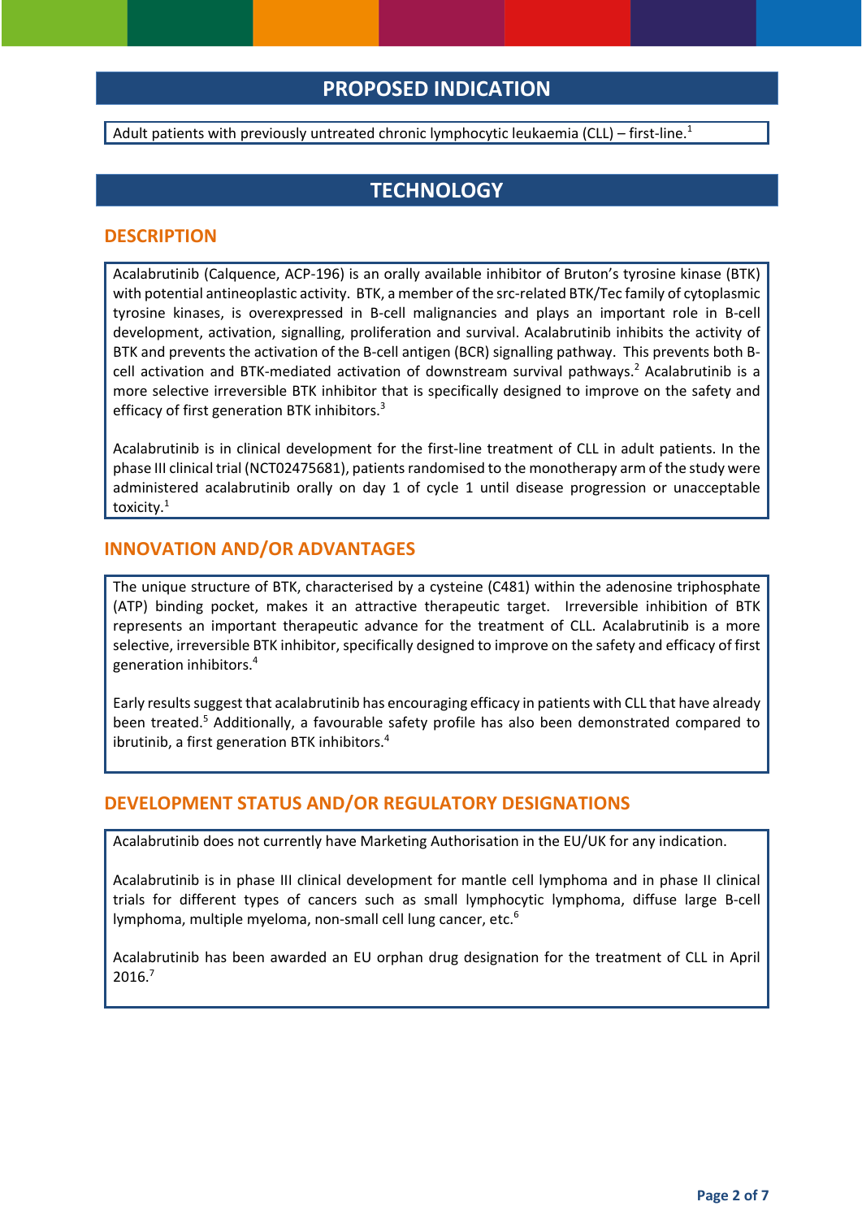## PROPOSED INDICATION

Adult patients with previously untreated chronic lymphocytic leukaemia (CLL) – first-line.[1]

## TECHNOLOGY

### DESCRIPTION

Acalabrutinib (Calquence, ACP-196) is an orally available inhibitor of Bruton's tyrosine kinase (BTK) with potential antineoplastic activity. BTK, a member of the src-related BTK/Tec family of cytoplasmic tyrosine kinases, is overexpressed in B-cell malignancies and plays an important role in B-cell development, activation, signalling, proliferation and survival. Acalabrutinib inhibits the activity of BTK and prevents the activation of the B-cell antigen (BCR) signalling pathway. This prevents both B-cell activation and BTK-mediated activation of downstream survival pathways.[2] Acalabrutinib is a more selective irreversible BTK inhibitor that is specifically designed to improve on the safety and efficacy of first generation BTK inhibitors.[3]

Acalabrutinib is in clinical development for the first-line treatment of CLL in adult patients. In the phase III clinical trial (NCT02475681), patients randomised to the monotherapy arm of the study were administered acalabrutinib orally on day 1 of cycle 1 until disease progression or unacceptable toxicity.[1]

### INNOVATION AND/OR ADVANTAGES

The unique structure of BTK, characterised by a cysteine (C481) within the adenosine triphosphate (ATP) binding pocket, makes it an attractive therapeutic target. Irreversible inhibition of BTK represents an important therapeutic advance for the treatment of CLL. Acalabrutinib is a more selective, irreversible BTK inhibitor, specifically designed to improve on the safety and efficacy of first generation inhibitors.[4]

Early results suggest that acalabrutinib has encouraging efficacy in patients with CLL that have already been treated.[5] Additionally, a favourable safety profile has also been demonstrated compared to ibrutinib, a first generation BTK inhibitors.[4]

### DEVELOPMENT STATUS AND/OR REGULATORY DESIGNATIONS

Acalabrutinib does not currently have Marketing Authorisation in the EU/UK for any indication.

Acalabrutinib is in phase III clinical development for mantle cell lymphoma and in phase II clinical trials for different types of cancers such as small lymphocytic lymphoma, diffuse large B-cell lymphoma, multiple myeloma, non-small cell lung cancer, etc.[6]

Acalabrutinib has been awarded an EU orphan drug designation for the treatment of CLL in April 2016.[7]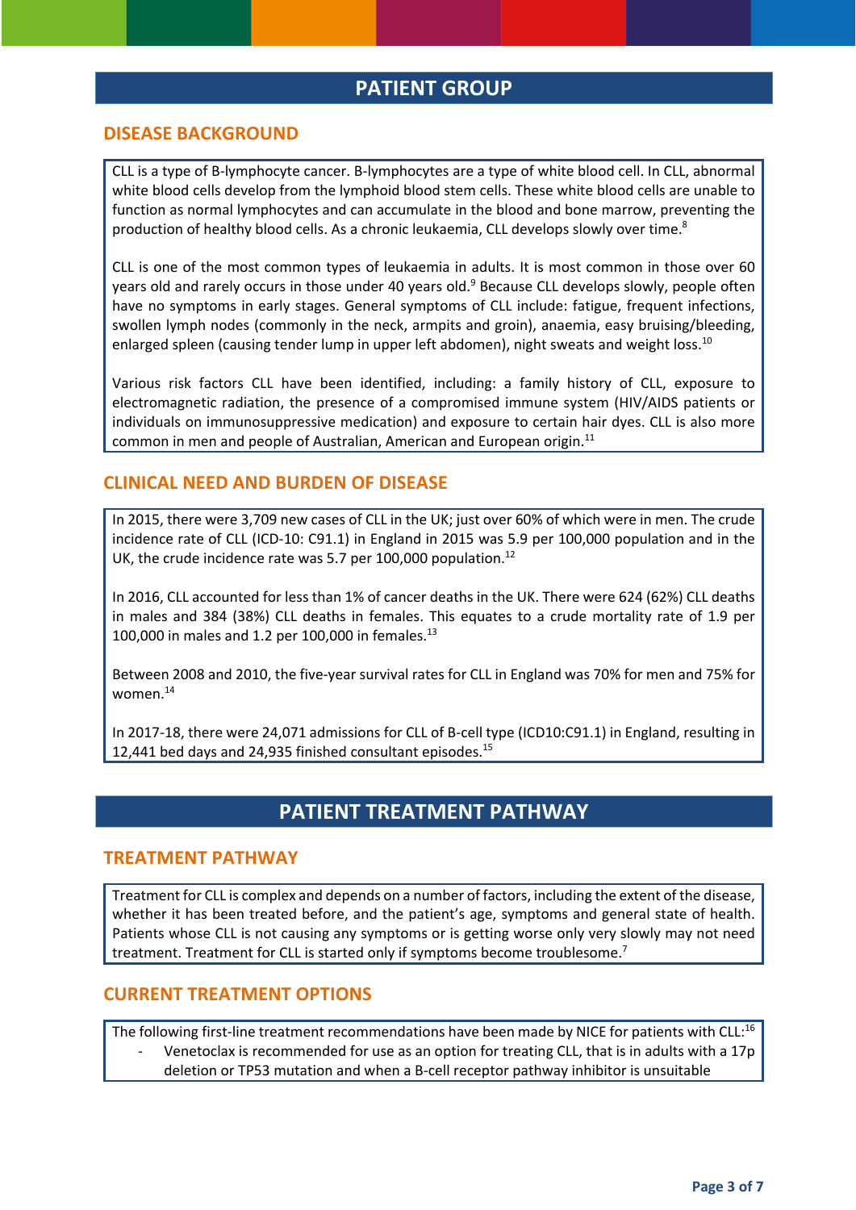# PATIENT GROUP

## DISEASE BACKGROUND

CLL is a type of B-lymphocyte cancer. B-lymphocytes are a type of white blood cell. In CLL, abnormal white blood cells develop from the lymphoid blood stem cells. These white blood cells are unable to function as normal lymphocytes and can accumulate in the blood and bone marrow, preventing the production of healthy blood cells. As a chronic leukaemia, CLL develops slowly over time.[8]

CLL is one of the most common types of leukaemia in adults. It is most common in those over 60 years old and rarely occurs in those under 40 years old.[9] Because CLL develops slowly, people often have no symptoms in early stages. General symptoms of CLL include: fatigue, frequent infections, swollen lymph nodes (commonly in the neck, armpits and groin), anaemia, easy bruising/bleeding, enlarged spleen (causing tender lump in upper left abdomen), night sweats and weight loss.[10]

Various risk factors CLL have been identified, including: a family history of CLL, exposure to electromagnetic radiation, the presence of a compromised immune system (HIV/AIDS patients or individuals on immunosuppressive medication) and exposure to certain hair dyes. CLL is also more common in men and people of Australian, American and European origin.[11]

## CLINICAL NEED AND BURDEN OF DISEASE

In 2015, there were 3,709 new cases of CLL in the UK; just over 60% of which were in men. The crude incidence rate of CLL (ICD-10: C91.1) in England in 2015 was 5.9 per 100,000 population and in the UK, the crude incidence rate was 5.7 per 100,000 population.[12]

In 2016, CLL accounted for less than 1% of cancer deaths in the UK. There were 624 (62%) CLL deaths in males and 384 (38%) CLL deaths in females. This equates to a crude mortality rate of 1.9 per 100,000 in males and 1.2 per 100,000 in females.[13]

Between 2008 and 2010, the five-year survival rates for CLL in England was 70% for men and 75% for women.[14]

In 2017-18, there were 24,071 admissions for CLL of B-cell type (ICD10:C91.1) in England, resulting in 12,441 bed days and 24,935 finished consultant episodes.[15]

# PATIENT TREATMENT PATHWAY

## TREATMENT PATHWAY

Treatment for CLL is complex and depends on a number of factors, including the extent of the disease, whether it has been treated before, and the patient's age, symptoms and general state of health. Patients whose CLL is not causing any symptoms or is getting worse only very slowly may not need treatment. Treatment for CLL is started only if symptoms become troublesome.[7]

## CURRENT TREATMENT OPTIONS

The following first-line treatment recommendations have been made by NICE for patients with CLL:[16]

- Venetoclax is recommended for use as an option for treating CLL, that is in adults with a 17p deletion or TP53 mutation and when a B-cell receptor pathway inhibitor is unsuitable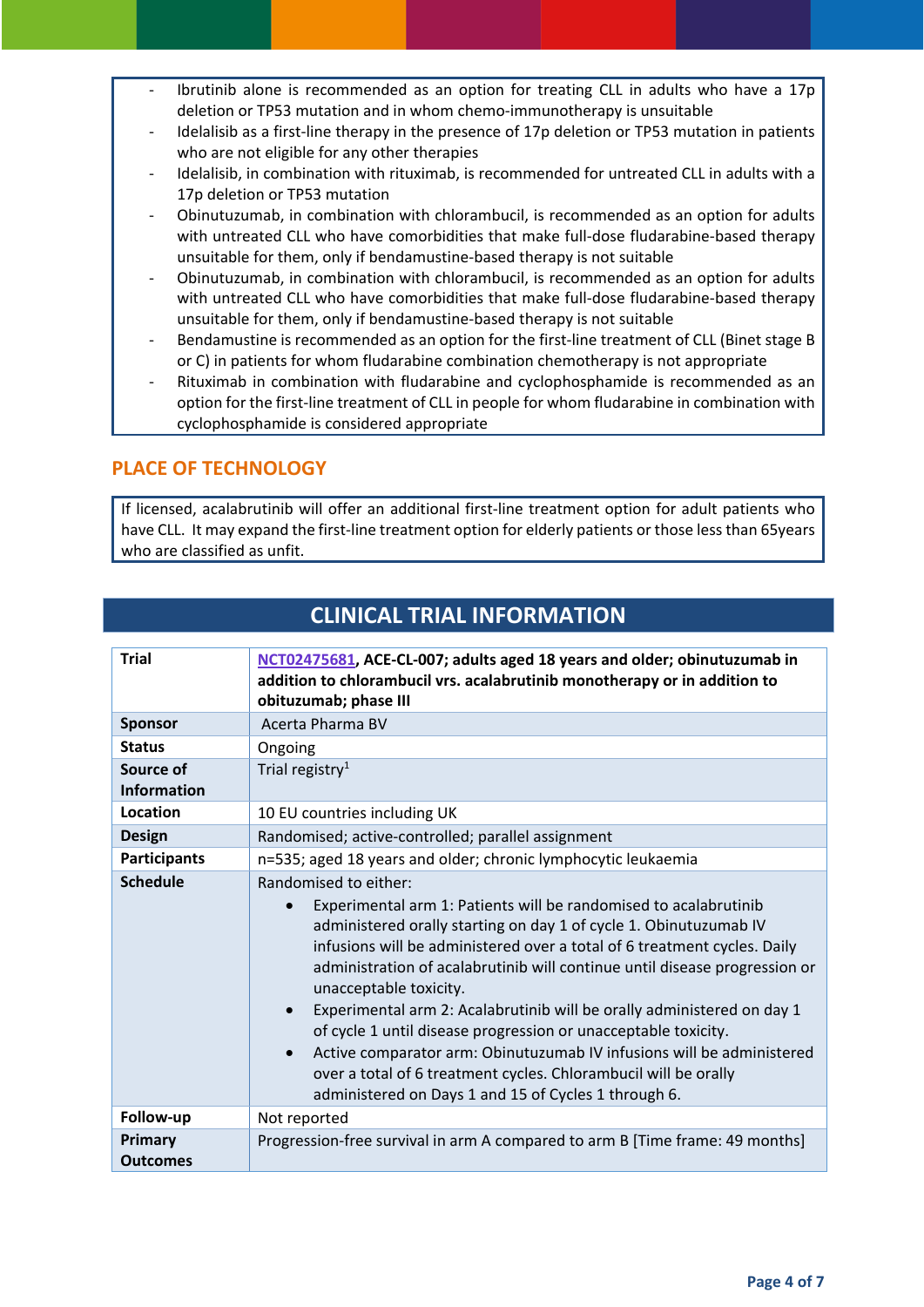- Ibrutinib alone is recommended as an option for treating CLL in adults who have a 17p deletion or TP53 mutation and in whom chemo-immunotherapy is unsuitable
- Idelalisib as a first-line therapy in the presence of 17p deletion or TP53 mutation in patients who are not eligible for any other therapies
- Idelalisib, in combination with rituximab, is recommended for untreated CLL in adults with a 17p deletion or TP53 mutation
- Obinutuzumab, in combination with chlorambucil, is recommended as an option for adults with untreated CLL who have comorbidities that make full-dose fludarabine-based therapy unsuitable for them, only if bendamustine-based therapy is not suitable
- Obinutuzumab, in combination with chlorambucil, is recommended as an option for adults with untreated CLL who have comorbidities that make full-dose fludarabine-based therapy unsuitable for them, only if bendamustine-based therapy is not suitable
- Bendamustine is recommended as an option for the first-line treatment of CLL (Binet stage B or C) in patients for whom fludarabine combination chemotherapy is not appropriate
- Rituximab in combination with fludarabine and cyclophosphamide is recommended as an option for the first-line treatment of CLL in people for whom fludarabine in combination with cyclophosphamide is considered appropriate

## PLACE OF TECHNOLOGY

If licensed, acalabrutinib will offer an additional first-line treatment option for adult patients who have CLL. It may expand the first-line treatment option for elderly patients or those less than 65years who are classified as unfit.

## CLINICAL TRIAL INFORMATION

| | |
|---|---|
| **Trial** | **NCT02475681, ACE-CL-007; adults aged 18 years and older; obinutuzumab in addition to chlorambucil vrs. acalabrutinib monotherapy or in addition to obituzumab; phase III** |
| **Sponsor** | Acerta Pharma BV |
| **Status** | Ongoing |
| **Source of Information** | Trial registry[1] |
| **Location** | 10 EU countries including UK |
| **Design** | Randomised; active-controlled; parallel assignment |
| **Participants** | n=535; aged 18 years and older; chronic lymphocytic leukaemia |
| **Schedule** | Randomised to either:<br>• Experimental arm 1: Patients will be randomised to acalabrutinib administered orally starting on day 1 of cycle 1. Obinutuzumab IV infusions will be administered over a total of 6 treatment cycles. Daily administration of acalabrutinib will continue until disease progression or unacceptable toxicity.<br>• Experimental arm 2: Acalabrutinib will be orally administered on day 1 of cycle 1 until disease progression or unacceptable toxicity.<br>• Active comparator arm: Obinutuzumab IV infusions will be administered over a total of 6 treatment cycles. Chlorambucil will be orally administered on Days 1 and 15 of Cycles 1 through 6. |
| **Follow-up** | Not reported |
| **Primary Outcomes** | Progression-free survival in arm A compared to arm B [Time frame: 49 months] |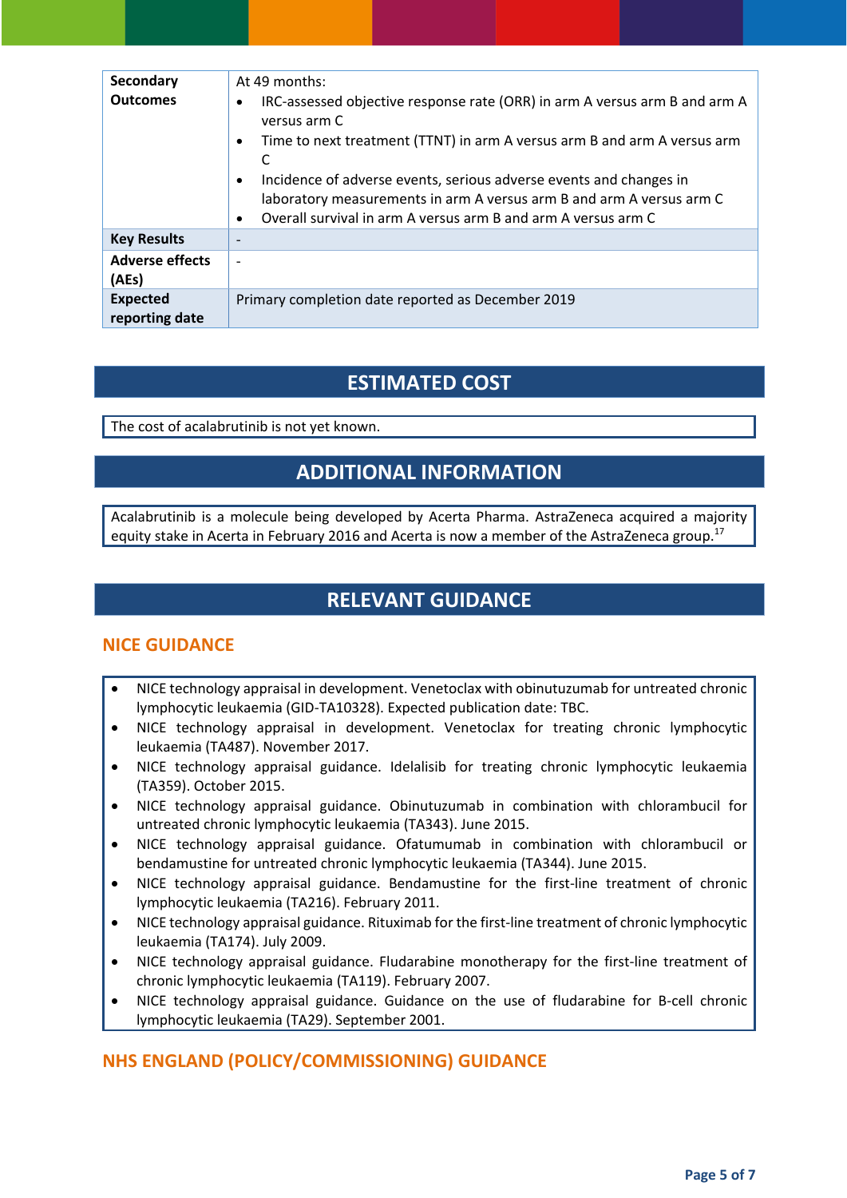| | |
|---|---|
| **Secondary Outcomes** | At 49 months:<br>• IRC-assessed objective response rate (ORR) in arm A versus arm B and arm A versus arm C<br>• Time to next treatment (TTNT) in arm A versus arm B and arm A versus arm C<br>• Incidence of adverse events, serious adverse events and changes in laboratory measurements in arm A versus arm B and arm A versus arm C<br>• Overall survival in arm A versus arm B and arm A versus arm C |
| **Key Results** | - |
| **Adverse effects (AEs)** | - |
| **Expected reporting date** | Primary completion date reported as December 2019 |

## ESTIMATED COST

The cost of acalabrutinib is not yet known.

## ADDITIONAL INFORMATION

Acalabrutinib is a molecule being developed by Acerta Pharma. AstraZeneca acquired a majority equity stake in Acerta in February 2016 and Acerta is now a member of the AstraZeneca group.[17]

## RELEVANT GUIDANCE

### NICE GUIDANCE

- NICE technology appraisal in development. Venetoclax with obinutuzumab for untreated chronic lymphocytic leukaemia (GID-TA10328). Expected publication date: TBC.
- NICE technology appraisal in development. Venetoclax for treating chronic lymphocytic leukaemia (TA487). November 2017.
- NICE technology appraisal guidance. Idelalisib for treating chronic lymphocytic leukaemia (TA359). October 2015.
- NICE technology appraisal guidance. Obinutuzumab in combination with chlorambucil for untreated chronic lymphocytic leukaemia (TA343). June 2015.
- NICE technology appraisal guidance. Ofatumumab in combination with chlorambucil or bendamustine for untreated chronic lymphocytic leukaemia (TA344). June 2015.
- NICE technology appraisal guidance. Bendamustine for the first-line treatment of chronic lymphocytic leukaemia (TA216). February 2011.
- NICE technology appraisal guidance. Rituximab for the first-line treatment of chronic lymphocytic leukaemia (TA174). July 2009.
- NICE technology appraisal guidance. Fludarabine monotherapy for the first-line treatment of chronic lymphocytic leukaemia (TA119). February 2007.
- NICE technology appraisal guidance. Guidance on the use of fludarabine for B-cell chronic lymphocytic leukaemia (TA29). September 2001.

### NHS ENGLAND (POLICY/COMMISSIONING) GUIDANCE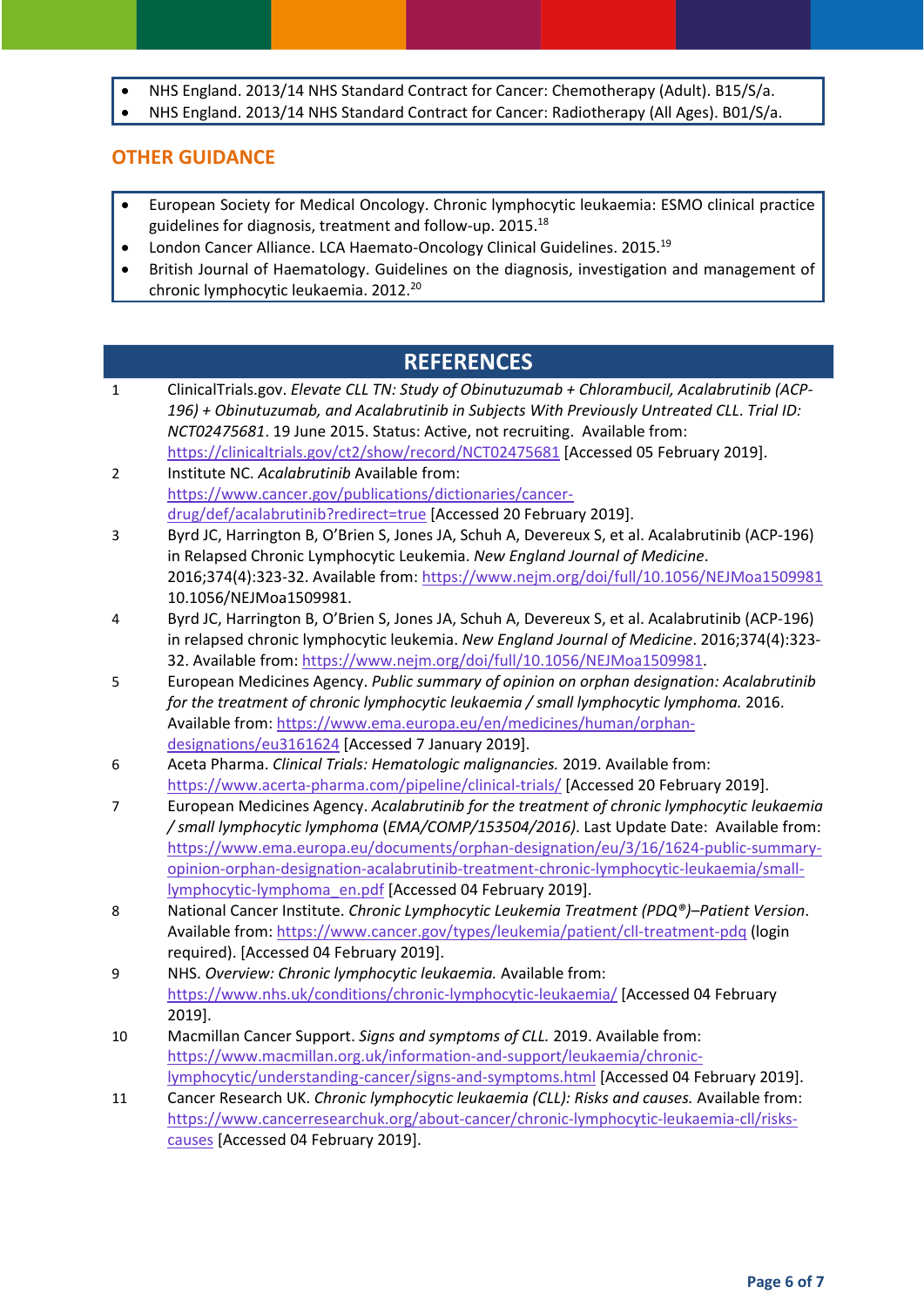- NHS England. 2013/14 NHS Standard Contract for Cancer: Chemotherapy (Adult). B15/S/a.
- NHS England. 2013/14 NHS Standard Contract for Cancer: Radiotherapy (All Ages). B01/S/a.

## OTHER GUIDANCE

- European Society for Medical Oncology. Chronic lymphocytic leukaemia: ESMO clinical practice guidelines for diagnosis, treatment and follow-up. 2015.[18]
- London Cancer Alliance. LCA Haemato-Oncology Clinical Guidelines. 2015.[19]
- British Journal of Haematology. Guidelines on the diagnosis, investigation and management of chronic lymphocytic leukaemia. 2012.[20]

## REFERENCES

1. ClinicalTrials.gov. *Elevate CLL TN: Study of Obinutuzumab + Chlorambucil, Acalabrutinib (ACP-196) + Obinutuzumab, and Acalabrutinib in Subjects With Previously Untreated CLL. Trial ID: NCT02475681*. 19 June 2015. Status: Active, not recruiting. Available from: https://clinicaltrials.gov/ct2/show/record/NCT02475681 [Accessed 05 February 2019].
2. Institute NC. *Acalabrutinib* Available from: https://www.cancer.gov/publications/dictionaries/cancer-drug/def/acalabrutinib?redirect=true [Accessed 20 February 2019].
3. Byrd JC, Harrington B, O'Brien S, Jones JA, Schuh A, Devereux S, et al. Acalabrutinib (ACP-196) in Relapsed Chronic Lymphocytic Leukemia. *New England Journal of Medicine*. 2016;374(4):323-32. Available from: https://www.nejm.org/doi/full/10.1056/NEJMoa1509981 10.1056/NEJMoa1509981.
4. Byrd JC, Harrington B, O'Brien S, Jones JA, Schuh A, Devereux S, et al. Acalabrutinib (ACP-196) in relapsed chronic lymphocytic leukemia. *New England Journal of Medicine*. 2016;374(4):323-32. Available from: https://www.nejm.org/doi/full/10.1056/NEJMoa1509981.
5. European Medicines Agency. *Public summary of opinion on orphan designation: Acalabrutinib for the treatment of chronic lymphocytic leukaemia / small lymphocytic lymphoma.* 2016. Available from: https://www.ema.europa.eu/en/medicines/human/orphan-designations/eu3161624 [Accessed 7 January 2019].
6. Aceta Pharma. *Clinical Trials: Hematologic malignancies.* 2019. Available from: https://www.acerta-pharma.com/pipeline/clinical-trials/ [Accessed 20 February 2019].
7. European Medicines Agency. *Acalabrutinib for the treatment of chronic lymphocytic leukaemia / small lymphocytic lymphoma* (*EMA/COMP/153504/2016)*. Last Update Date: Available from: https://www.ema.europa.eu/documents/orphan-designation/eu/3/16/1624-public-summary-opinion-orphan-designation-acalabrutinib-treatment-chronic-lymphocytic-leukaemia/small-lymphocytic-lymphoma_en.pdf [Accessed 04 February 2019].
8. National Cancer Institute. *Chronic Lymphocytic Leukemia Treatment (PDQ®)–Patient Version*. Available from: https://www.cancer.gov/types/leukemia/patient/cll-treatment-pdq (login required). [Accessed 04 February 2019].
9. NHS. *Overview: Chronic lymphocytic leukaemia.* Available from: https://www.nhs.uk/conditions/chronic-lymphocytic-leukaemia/ [Accessed 04 February 2019].
10. Macmillan Cancer Support. *Signs and symptoms of CLL.* 2019. Available from: https://www.macmillan.org.uk/information-and-support/leukaemia/chronic-lymphocytic/understanding-cancer/signs-and-symptoms.html [Accessed 04 February 2019].
11. Cancer Research UK. *Chronic lymphocytic leukaemia (CLL): Risks and causes.* Available from: https://www.cancerresearchuk.org/about-cancer/chronic-lymphocytic-leukaemia-cll/risks-causes [Accessed 04 February 2019].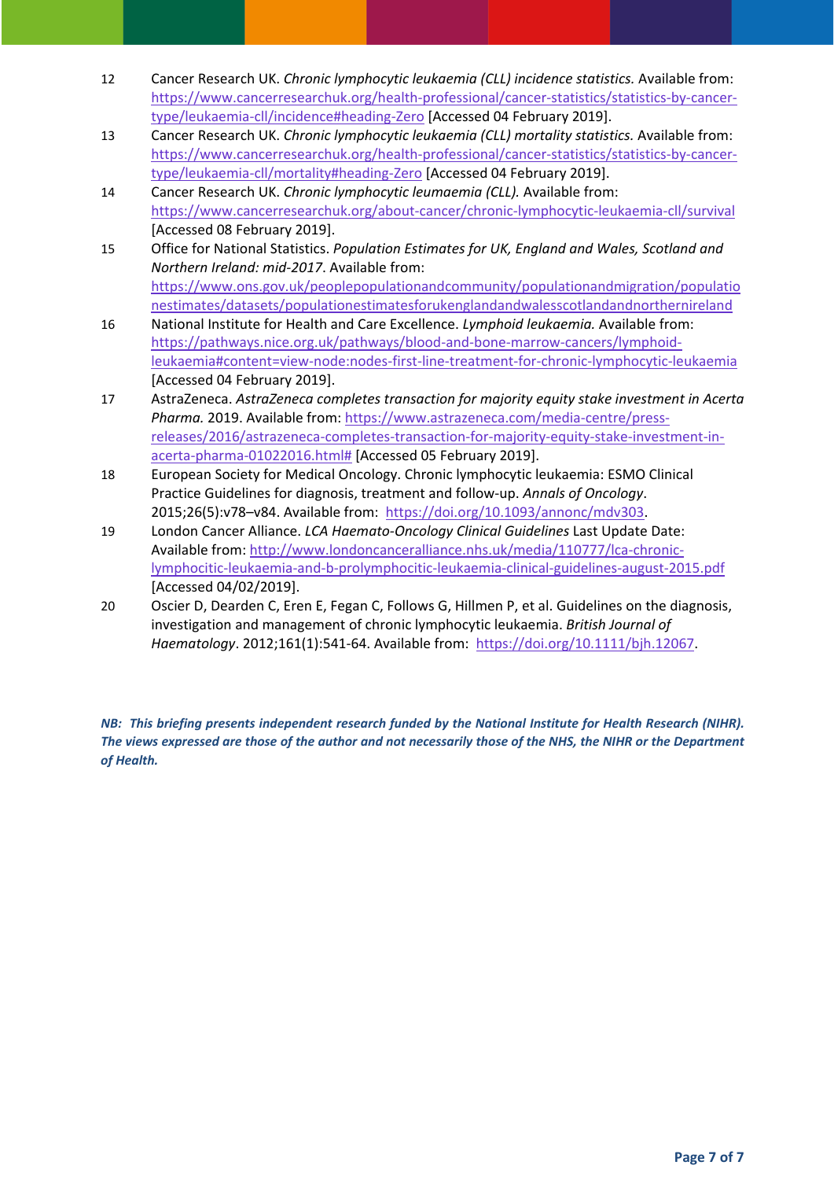12. Cancer Research UK. *Chronic lymphocytic leukaemia (CLL) incidence statistics.* Available from: https://www.cancerresearchuk.org/health-professional/cancer-statistics/statistics-by-cancer-type/leukaemia-cll/incidence#heading-Zero [Accessed 04 February 2019].
13. Cancer Research UK. *Chronic lymphocytic leukaemia (CLL) mortality statistics.* Available from: https://www.cancerresearchuk.org/health-professional/cancer-statistics/statistics-by-cancer-type/leukaemia-cll/mortality#heading-Zero [Accessed 04 February 2019].
14. Cancer Research UK. *Chronic lymphocytic leumaemia (CLL).* Available from: https://www.cancerresearchuk.org/about-cancer/chronic-lymphocytic-leukaemia-cll/survival [Accessed 08 February 2019].
15. Office for National Statistics. *Population Estimates for UK, England and Wales, Scotland and Northern Ireland: mid-2017*. Available from: https://www.ons.gov.uk/peoplepopulationandcommunity/populationandmigration/populationestimates/datasets/populationestimatesforukenglandandwalesscotlandandnorthernireland
16. National Institute for Health and Care Excellence. *Lymphoid leukaemia.* Available from: https://pathways.nice.org.uk/pathways/blood-and-bone-marrow-cancers/lymphoid-leukaemia#content=view-node:nodes-first-line-treatment-for-chronic-lymphocytic-leukaemia [Accessed 04 February 2019].
17. AstraZeneca. *AstraZeneca completes transaction for majority equity stake investment in Acerta Pharma.* 2019. Available from: https://www.astrazeneca.com/media-centre/press-releases/2016/astrazeneca-completes-transaction-for-majority-equity-stake-investment-in-acerta-pharma-01022016.html# [Accessed 05 February 2019].
18. European Society for Medical Oncology. Chronic lymphocytic leukaemia: ESMO Clinical Practice Guidelines for diagnosis, treatment and follow-up. *Annals of Oncology*. 2015;26(5):v78–v84. Available from: https://doi.org/10.1093/annonc/mdv303.
19. London Cancer Alliance. *LCA Haemato-Oncology Clinical Guidelines* Last Update Date: Available from: http://www.londoncanceralliance.nhs.uk/media/110777/lca-chronic-lymphocitic-leukaemia-and-b-prolymphocitic-leukaemia-clinical-guidelines-august-2015.pdf [Accessed 04/02/2019].
20. Oscier D, Dearden C, Eren E, Fegan C, Follows G, Hillmen P, et al. Guidelines on the diagnosis, investigation and management of chronic lymphocytic leukaemia. *British Journal of Haematology*. 2012;161(1):541-64. Available from: https://doi.org/10.1111/bjh.12067.

***NB: This briefing presents independent research funded by the National Institute for Health Research (NIHR). The views expressed are those of the author and not necessarily those of the NHS, the NIHR or the Department of Health.***